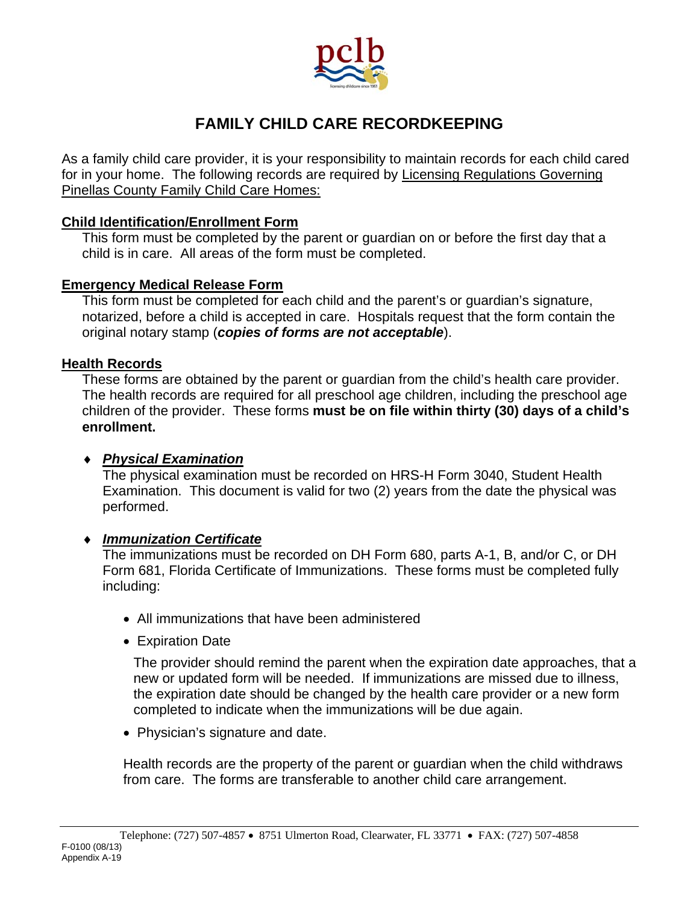# FAMILY CHILD CARE RECORDKEEPING

As a family child care provider, it is your responsibility to maintain records for each child cared for in your home. The following records are required by Licensing Regulations Governing Pinellas County Family Child Care Homes:

**Child Identification/Enrollment Form**

This form must be completed by the parent or guardian on or before the first day that a child is in care. All areas of the form must be completed.

**Emergency Medical Release Form**

This form must be completed for each child and the parent's or guardian's signature, notarized, before a child is accepted in care. Hospitals request that the form contain the original notary stamp (***copies of forms are not acceptable***).

**Health Records**

These forms are obtained by the parent or guardian from the child's health care provider. The health records are required for all preschool age children, including the preschool age children of the provider. These forms **must be on file within thirty (30) days of a child's enrollment.**

- ***Physical Examination***

  The physical examination must be recorded on HRS-H Form 3040, Student Health Examination. This document is valid for two (2) years from the date the physical was performed.

- ***Immunization Certificate***

  The immunizations must be recorded on DH Form 680, parts A-1, B, and/or C, or DH Form 681, Florida Certificate of Immunizations. These forms must be completed fully including:

  - All immunizations that have been administered
  - Expiration Date

    The provider should remind the parent when the expiration date approaches, that a new or updated form will be needed. If immunizations are missed due to illness, the expiration date should be changed by the health care provider or a new form completed to indicate when the immunizations will be due again.

  - Physician's signature and date.

  Health records are the property of the parent or guardian when the child withdraws from care. The forms are transferable to another child care arrangement.

Telephone: (727) 507-4857 • 8751 Ulmerton Road, Clearwater, FL 33771 • FAX: (727) 507-4858

F-0100 (08/13)
Appendix A-19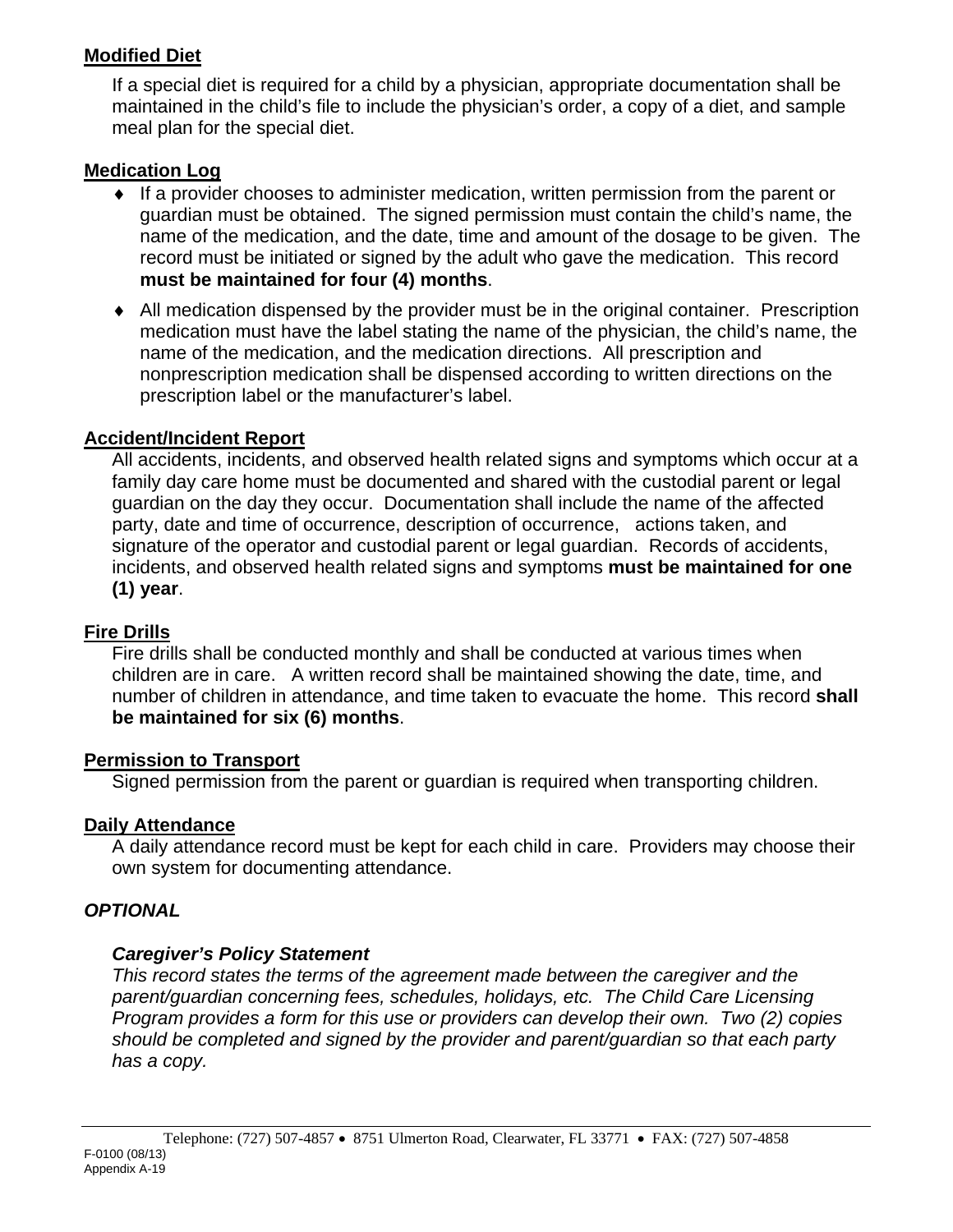**Modified Diet**

If a special diet is required for a child by a physician, appropriate documentation shall be maintained in the child's file to include the physician's order, a copy of a diet, and sample meal plan for the special diet.

**Medication Log**

- If a provider chooses to administer medication, written permission from the parent or guardian must be obtained. The signed permission must contain the child's name, the name of the medication, and the date, time and amount of the dosage to be given. The record must be initiated or signed by the adult who gave the medication. This record **must be maintained for four (4) months**.
- All medication dispensed by the provider must be in the original container. Prescription medication must have the label stating the name of the physician, the child's name, the name of the medication, and the medication directions. All prescription and nonprescription medication shall be dispensed according to written directions on the prescription label or the manufacturer's label.

**Accident/Incident Report**

All accidents, incidents, and observed health related signs and symptoms which occur at a family day care home must be documented and shared with the custodial parent or legal guardian on the day they occur. Documentation shall include the name of the affected party, date and time of occurrence, description of occurrence, actions taken, and signature of the operator and custodial parent or legal guardian. Records of accidents, incidents, and observed health related signs and symptoms **must be maintained for one (1) year**.

**Fire Drills**

Fire drills shall be conducted monthly and shall be conducted at various times when children are in care. A written record shall be maintained showing the date, time, and number of children in attendance, and time taken to evacuate the home. This record **shall be maintained for six (6) months**.

**Permission to Transport**

Signed permission from the parent or guardian is required when transporting children.

**Daily Attendance**

A daily attendance record must be kept for each child in care. Providers may choose their own system for documenting attendance.

***OPTIONAL***

***Caregiver's Policy Statement***

*This record states the terms of the agreement made between the caregiver and the parent/guardian concerning fees, schedules, holidays, etc. The Child Care Licensing Program provides a form for this use or providers can develop their own. Two (2) copies should be completed and signed by the provider and parent/guardian so that each party has a copy.*

Telephone: (727) 507-4857 • 8751 Ulmerton Road, Clearwater, FL 33771 • FAX: (727) 507-4858

F-0100 (08/13)
Appendix A-19